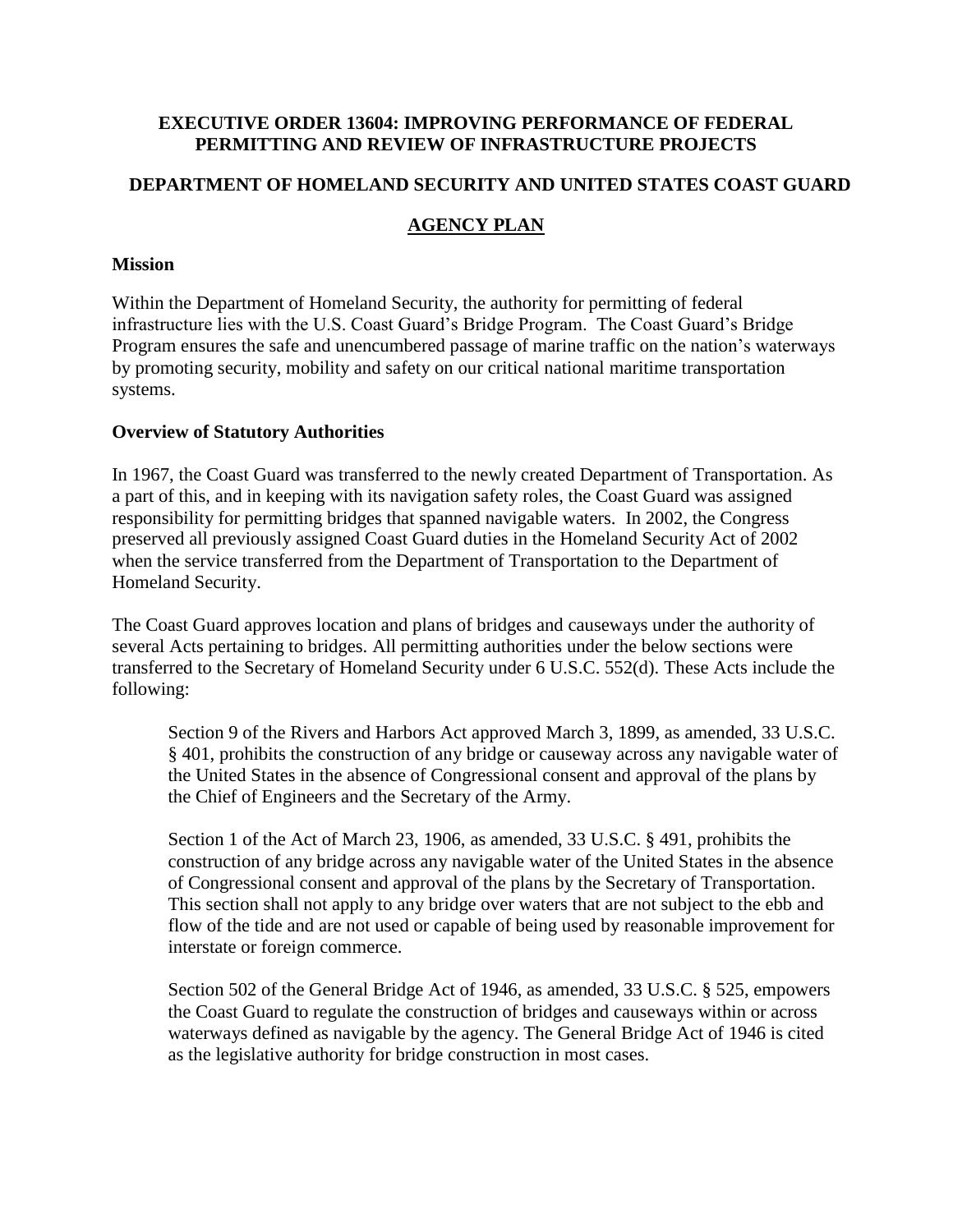# EXECUTIVE ORDER 13604: IMPROVING PERFORMANCE OF FEDERAL PERMITTING AND REVIEW OF INFRASTRUCTURE PROJECTS

## DEPARTMENT OF HOMELAND SECURITY AND UNITED STATES COAST GUARD

## AGENCY PLAN

### Mission

Within the Department of Homeland Security, the authority for permitting of federal infrastructure lies with the U.S. Coast Guard's Bridge Program. The Coast Guard's Bridge Program ensures the safe and unencumbered passage of marine traffic on the nation's waterways by promoting security, mobility and safety on our critical national maritime transportation systems.

### Overview of Statutory Authorities

In 1967, the Coast Guard was transferred to the newly created Department of Transportation. As a part of this, and in keeping with its navigation safety roles, the Coast Guard was assigned responsibility for permitting bridges that spanned navigable waters. In 2002, the Congress preserved all previously assigned Coast Guard duties in the Homeland Security Act of 2002 when the service transferred from the Department of Transportation to the Department of Homeland Security.

The Coast Guard approves location and plans of bridges and causeways under the authority of several Acts pertaining to bridges. All permitting authorities under the below sections were transferred to the Secretary of Homeland Security under 6 U.S.C. 552(d). These Acts include the following:

> Section 9 of the Rivers and Harbors Act approved March 3, 1899, as amended, 33 U.S.C. § 401, prohibits the construction of any bridge or causeway across any navigable water of the United States in the absence of Congressional consent and approval of the plans by the Chief of Engineers and the Secretary of the Army.
>
> Section 1 of the Act of March 23, 1906, as amended, 33 U.S.C. § 491, prohibits the construction of any bridge across any navigable water of the United States in the absence of Congressional consent and approval of the plans by the Secretary of Transportation. This section shall not apply to any bridge over waters that are not subject to the ebb and flow of the tide and are not used or capable of being used by reasonable improvement for interstate or foreign commerce.
>
> Section 502 of the General Bridge Act of 1946, as amended, 33 U.S.C. § 525, empowers the Coast Guard to regulate the construction of bridges and causeways within or across waterways defined as navigable by the agency. The General Bridge Act of 1946 is cited as the legislative authority for bridge construction in most cases.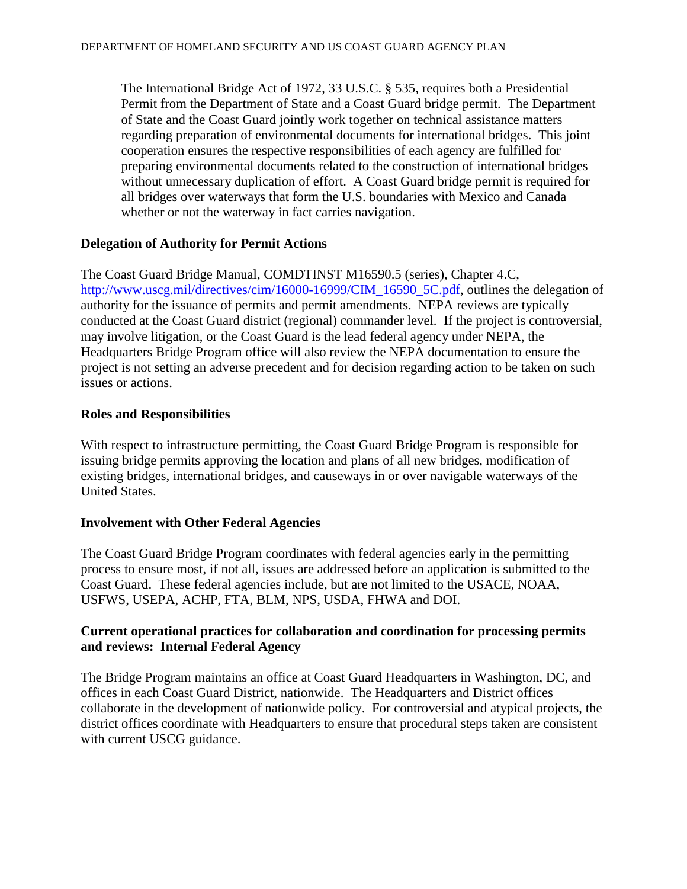The International Bridge Act of 1972, 33 U.S.C. § 535, requires both a Presidential Permit from the Department of State and a Coast Guard bridge permit. The Department of State and the Coast Guard jointly work together on technical assistance matters regarding preparation of environmental documents for international bridges. This joint cooperation ensures the respective responsibilities of each agency are fulfilled for preparing environmental documents related to the construction of international bridges without unnecessary duplication of effort. A Coast Guard bridge permit is required for all bridges over waterways that form the U.S. boundaries with Mexico and Canada whether or not the waterway in fact carries navigation.

**Delegation of Authority for Permit Actions**

The Coast Guard Bridge Manual, COMDTINST M16590.5 (series), Chapter 4.C, [http://www.uscg.mil/directives/cim/16000-16999/CIM_16590_5C.pdf](http://www.uscg.mil/directives/cim/16000-16999/CIM_16590_5C.pdf), outlines the delegation of authority for the issuance of permits and permit amendments. NEPA reviews are typically conducted at the Coast Guard district (regional) commander level. If the project is controversial, may involve litigation, or the Coast Guard is the lead federal agency under NEPA, the Headquarters Bridge Program office will also review the NEPA documentation to ensure the project is not setting an adverse precedent and for decision regarding action to be taken on such issues or actions.

**Roles and Responsibilities**

With respect to infrastructure permitting, the Coast Guard Bridge Program is responsible for issuing bridge permits approving the location and plans of all new bridges, modification of existing bridges, international bridges, and causeways in or over navigable waterways of the United States.

**Involvement with Other Federal Agencies**

The Coast Guard Bridge Program coordinates with federal agencies early in the permitting process to ensure most, if not all, issues are addressed before an application is submitted to the Coast Guard. These federal agencies include, but are not limited to the USACE, NOAA, USFWS, USEPA, ACHP, FTA, BLM, NPS, USDA, FHWA and DOI.

**Current operational practices for collaboration and coordination for processing permits and reviews: Internal Federal Agency**

The Bridge Program maintains an office at Coast Guard Headquarters in Washington, DC, and offices in each Coast Guard District, nationwide. The Headquarters and District offices collaborate in the development of nationwide policy. For controversial and atypical projects, the district offices coordinate with Headquarters to ensure that procedural steps taken are consistent with current USCG guidance.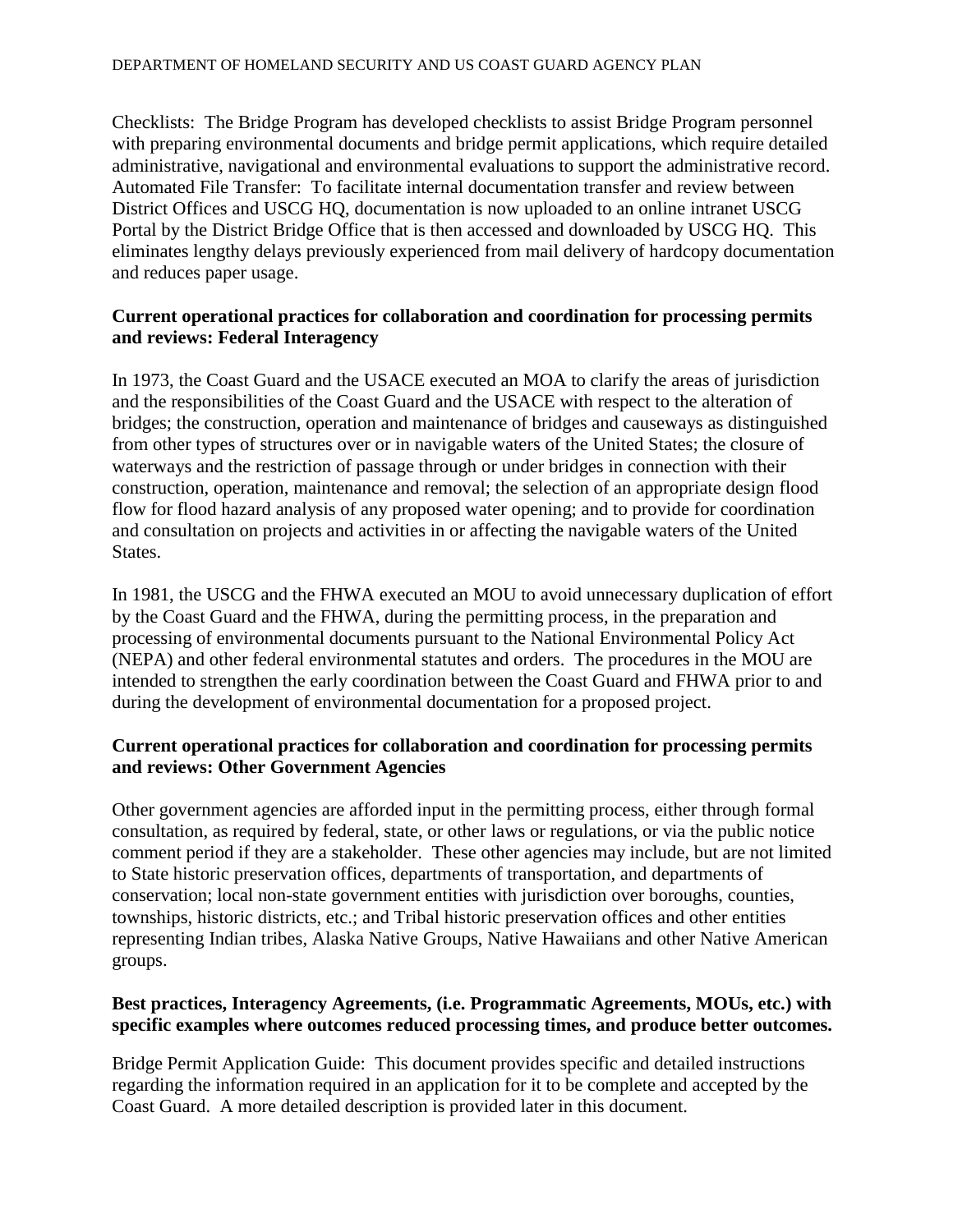Checklists: The Bridge Program has developed checklists to assist Bridge Program personnel with preparing environmental documents and bridge permit applications, which require detailed administrative, navigational and environmental evaluations to support the administrative record. Automated File Transfer: To facilitate internal documentation transfer and review between District Offices and USCG HQ, documentation is now uploaded to an online intranet USCG Portal by the District Bridge Office that is then accessed and downloaded by USCG HQ. This eliminates lengthy delays previously experienced from mail delivery of hardcopy documentation and reduces paper usage.

**Current operational practices for collaboration and coordination for processing permits and reviews: Federal Interagency**

In 1973, the Coast Guard and the USACE executed an MOA to clarify the areas of jurisdiction and the responsibilities of the Coast Guard and the USACE with respect to the alteration of bridges; the construction, operation and maintenance of bridges and causeways as distinguished from other types of structures over or in navigable waters of the United States; the closure of waterways and the restriction of passage through or under bridges in connection with their construction, operation, maintenance and removal; the selection of an appropriate design flood flow for flood hazard analysis of any proposed water opening; and to provide for coordination and consultation on projects and activities in or affecting the navigable waters of the United States.

In 1981, the USCG and the FHWA executed an MOU to avoid unnecessary duplication of effort by the Coast Guard and the FHWA, during the permitting process, in the preparation and processing of environmental documents pursuant to the National Environmental Policy Act (NEPA) and other federal environmental statutes and orders. The procedures in the MOU are intended to strengthen the early coordination between the Coast Guard and FHWA prior to and during the development of environmental documentation for a proposed project.

**Current operational practices for collaboration and coordination for processing permits and reviews: Other Government Agencies**

Other government agencies are afforded input in the permitting process, either through formal consultation, as required by federal, state, or other laws or regulations, or via the public notice comment period if they are a stakeholder. These other agencies may include, but are not limited to State historic preservation offices, departments of transportation, and departments of conservation; local non-state government entities with jurisdiction over boroughs, counties, townships, historic districts, etc.; and Tribal historic preservation offices and other entities representing Indian tribes, Alaska Native Groups, Native Hawaiians and other Native American groups.

**Best practices, Interagency Agreements, (i.e. Programmatic Agreements, MOUs, etc.) with specific examples where outcomes reduced processing times, and produce better outcomes.**

Bridge Permit Application Guide: This document provides specific and detailed instructions regarding the information required in an application for it to be complete and accepted by the Coast Guard. A more detailed description is provided later in this document.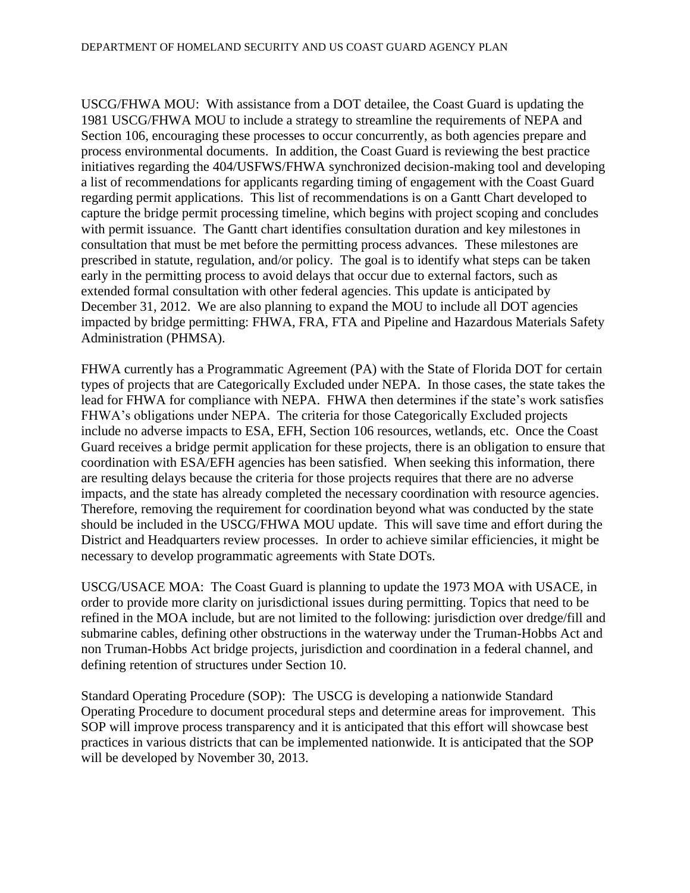USCG/FHWA MOU: With assistance from a DOT detailee, the Coast Guard is updating the 1981 USCG/FHWA MOU to include a strategy to streamline the requirements of NEPA and Section 106, encouraging these processes to occur concurrently, as both agencies prepare and process environmental documents. In addition, the Coast Guard is reviewing the best practice initiatives regarding the 404/USFWS/FHWA synchronized decision-making tool and developing a list of recommendations for applicants regarding timing of engagement with the Coast Guard regarding permit applications. This list of recommendations is on a Gantt Chart developed to capture the bridge permit processing timeline, which begins with project scoping and concludes with permit issuance. The Gantt chart identifies consultation duration and key milestones in consultation that must be met before the permitting process advances. These milestones are prescribed in statute, regulation, and/or policy. The goal is to identify what steps can be taken early in the permitting process to avoid delays that occur due to external factors, such as extended formal consultation with other federal agencies. This update is anticipated by December 31, 2012. We are also planning to expand the MOU to include all DOT agencies impacted by bridge permitting: FHWA, FRA, FTA and Pipeline and Hazardous Materials Safety Administration (PHMSA).

FHWA currently has a Programmatic Agreement (PA) with the State of Florida DOT for certain types of projects that are Categorically Excluded under NEPA. In those cases, the state takes the lead for FHWA for compliance with NEPA. FHWA then determines if the state's work satisfies FHWA's obligations under NEPA. The criteria for those Categorically Excluded projects include no adverse impacts to ESA, EFH, Section 106 resources, wetlands, etc. Once the Coast Guard receives a bridge permit application for these projects, there is an obligation to ensure that coordination with ESA/EFH agencies has been satisfied. When seeking this information, there are resulting delays because the criteria for those projects requires that there are no adverse impacts, and the state has already completed the necessary coordination with resource agencies. Therefore, removing the requirement for coordination beyond what was conducted by the state should be included in the USCG/FHWA MOU update. This will save time and effort during the District and Headquarters review processes. In order to achieve similar efficiencies, it might be necessary to develop programmatic agreements with State DOTs.

USCG/USACE MOA: The Coast Guard is planning to update the 1973 MOA with USACE, in order to provide more clarity on jurisdictional issues during permitting. Topics that need to be refined in the MOA include, but are not limited to the following: jurisdiction over dredge/fill and submarine cables, defining other obstructions in the waterway under the Truman-Hobbs Act and non Truman-Hobbs Act bridge projects, jurisdiction and coordination in a federal channel, and defining retention of structures under Section 10.

Standard Operating Procedure (SOP): The USCG is developing a nationwide Standard Operating Procedure to document procedural steps and determine areas for improvement. This SOP will improve process transparency and it is anticipated that this effort will showcase best practices in various districts that can be implemented nationwide. It is anticipated that the SOP will be developed by November 30, 2013.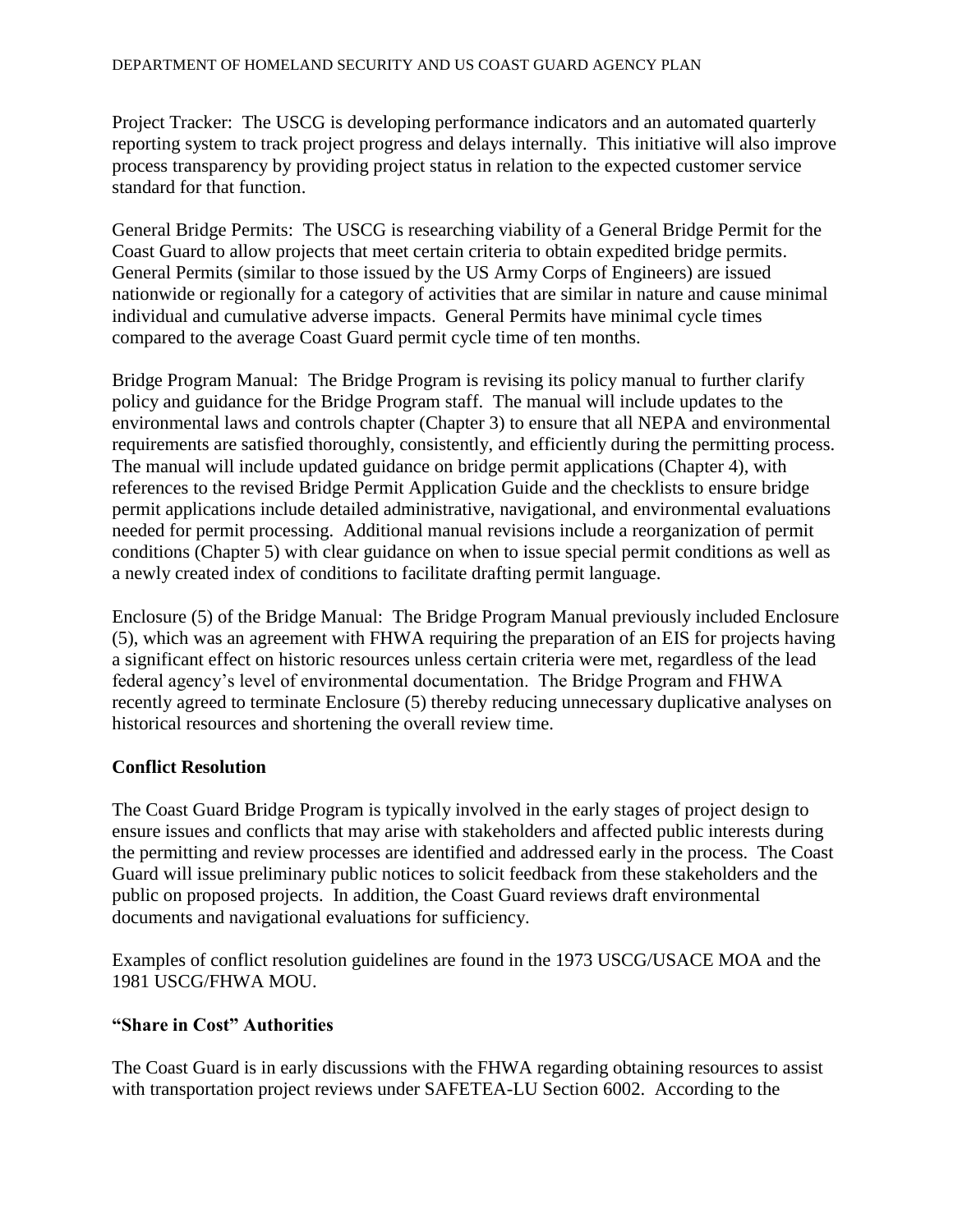Project Tracker: The USCG is developing performance indicators and an automated quarterly reporting system to track project progress and delays internally. This initiative will also improve process transparency by providing project status in relation to the expected customer service standard for that function.

General Bridge Permits: The USCG is researching viability of a General Bridge Permit for the Coast Guard to allow projects that meet certain criteria to obtain expedited bridge permits. General Permits (similar to those issued by the US Army Corps of Engineers) are issued nationwide or regionally for a category of activities that are similar in nature and cause minimal individual and cumulative adverse impacts. General Permits have minimal cycle times compared to the average Coast Guard permit cycle time of ten months.

Bridge Program Manual: The Bridge Program is revising its policy manual to further clarify policy and guidance for the Bridge Program staff. The manual will include updates to the environmental laws and controls chapter (Chapter 3) to ensure that all NEPA and environmental requirements are satisfied thoroughly, consistently, and efficiently during the permitting process. The manual will include updated guidance on bridge permit applications (Chapter 4), with references to the revised Bridge Permit Application Guide and the checklists to ensure bridge permit applications include detailed administrative, navigational, and environmental evaluations needed for permit processing. Additional manual revisions include a reorganization of permit conditions (Chapter 5) with clear guidance on when to issue special permit conditions as well as a newly created index of conditions to facilitate drafting permit language.

Enclosure (5) of the Bridge Manual: The Bridge Program Manual previously included Enclosure (5), which was an agreement with FHWA requiring the preparation of an EIS for projects having a significant effect on historic resources unless certain criteria were met, regardless of the lead federal agency's level of environmental documentation. The Bridge Program and FHWA recently agreed to terminate Enclosure (5) thereby reducing unnecessary duplicative analyses on historical resources and shortening the overall review time.

**Conflict Resolution**

The Coast Guard Bridge Program is typically involved in the early stages of project design to ensure issues and conflicts that may arise with stakeholders and affected public interests during the permitting and review processes are identified and addressed early in the process. The Coast Guard will issue preliminary public notices to solicit feedback from these stakeholders and the public on proposed projects. In addition, the Coast Guard reviews draft environmental documents and navigational evaluations for sufficiency.

Examples of conflict resolution guidelines are found in the 1973 USCG/USACE MOA and the 1981 USCG/FHWA MOU.

**"Share in Cost" Authorities**

The Coast Guard is in early discussions with the FHWA regarding obtaining resources to assist with transportation project reviews under SAFETEA-LU Section 6002. According to the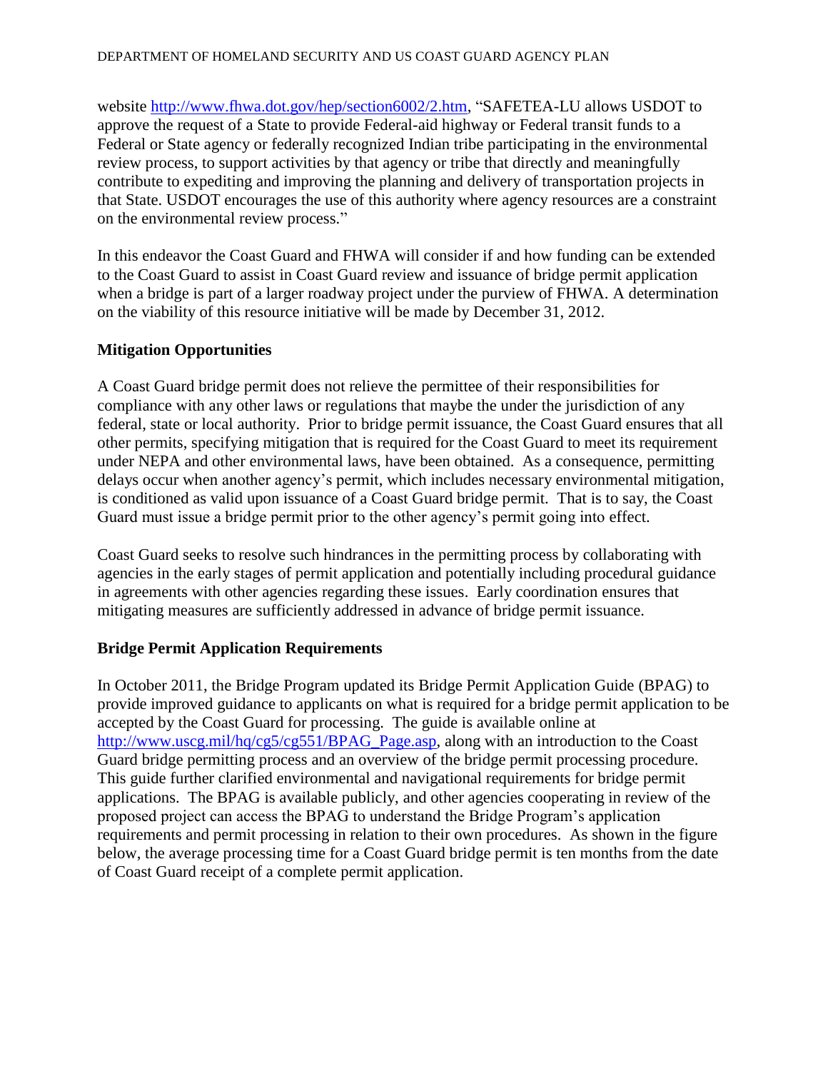website http://www.fhwa.dot.gov/hep/section6002/2.htm, "SAFETEA-LU allows USDOT to approve the request of a State to provide Federal-aid highway or Federal transit funds to a Federal or State agency or federally recognized Indian tribe participating in the environmental review process, to support activities by that agency or tribe that directly and meaningfully contribute to expediting and improving the planning and delivery of transportation projects in that State. USDOT encourages the use of this authority where agency resources are a constraint on the environmental review process."

In this endeavor the Coast Guard and FHWA will consider if and how funding can be extended to the Coast Guard to assist in Coast Guard review and issuance of bridge permit application when a bridge is part of a larger roadway project under the purview of FHWA. A determination on the viability of this resource initiative will be made by December 31, 2012.

## Mitigation Opportunities

A Coast Guard bridge permit does not relieve the permittee of their responsibilities for compliance with any other laws or regulations that maybe the under the jurisdiction of any federal, state or local authority. Prior to bridge permit issuance, the Coast Guard ensures that all other permits, specifying mitigation that is required for the Coast Guard to meet its requirement under NEPA and other environmental laws, have been obtained. As a consequence, permitting delays occur when another agency's permit, which includes necessary environmental mitigation, is conditioned as valid upon issuance of a Coast Guard bridge permit. That is to say, the Coast Guard must issue a bridge permit prior to the other agency's permit going into effect.

Coast Guard seeks to resolve such hindrances in the permitting process by collaborating with agencies in the early stages of permit application and potentially including procedural guidance in agreements with other agencies regarding these issues. Early coordination ensures that mitigating measures are sufficiently addressed in advance of bridge permit issuance.

## Bridge Permit Application Requirements

In October 2011, the Bridge Program updated its Bridge Permit Application Guide (BPAG) to provide improved guidance to applicants on what is required for a bridge permit application to be accepted by the Coast Guard for processing. The guide is available online at http://www.uscg.mil/hq/cg5/cg551/BPAG_Page.asp, along with an introduction to the Coast Guard bridge permitting process and an overview of the bridge permit processing procedure. This guide further clarified environmental and navigational requirements for bridge permit applications. The BPAG is available publicly, and other agencies cooperating in review of the proposed project can access the BPAG to understand the Bridge Program's application requirements and permit processing in relation to their own procedures. As shown in the figure below, the average processing time for a Coast Guard bridge permit is ten months from the date of Coast Guard receipt of a complete permit application.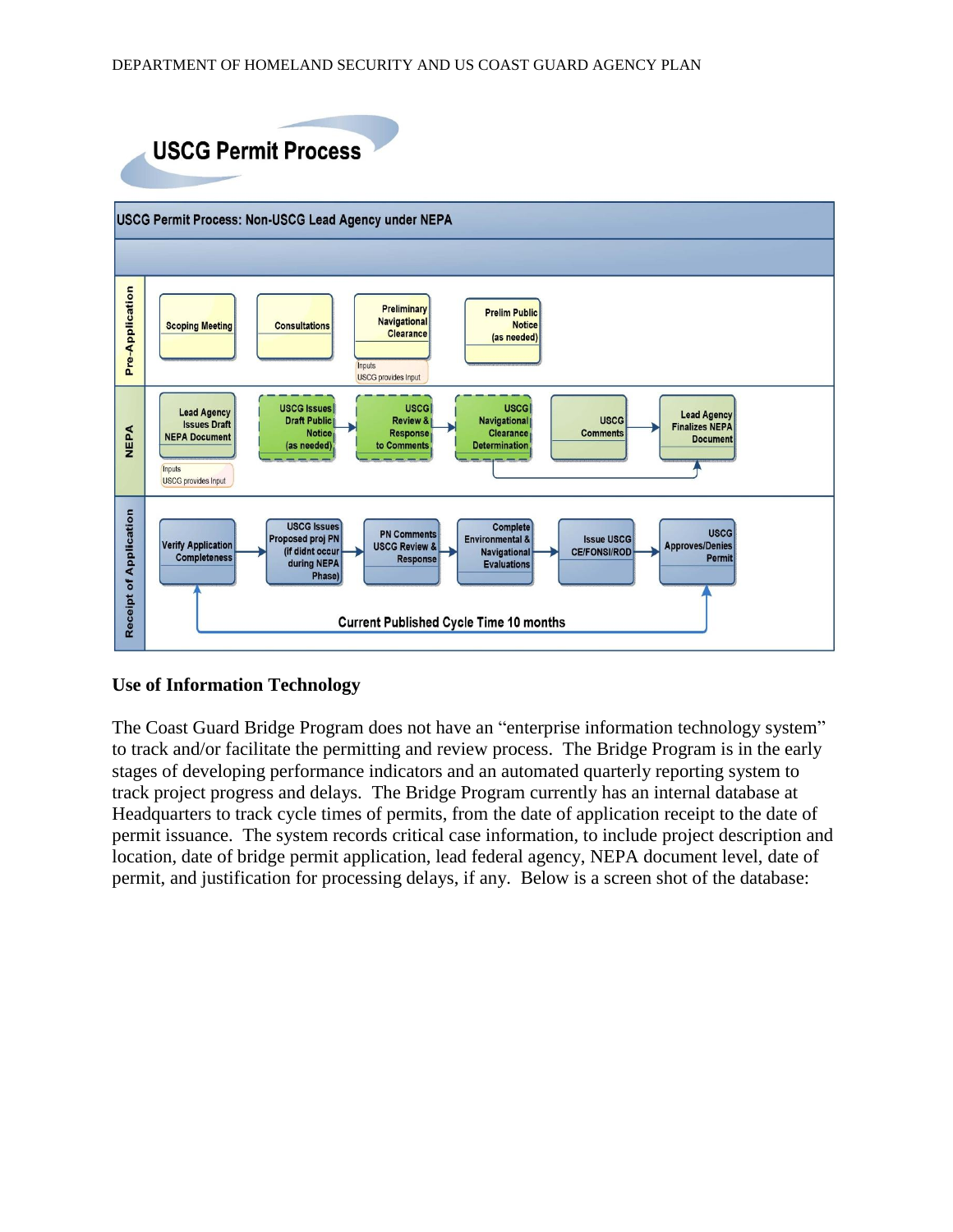## USCG Permit Process

USCG Permit Process: Non-USCG Lead Agency under NEPA

Pre-Application

Scoping Meeting

Consultations

Preliminary Navigational Clearance

Inputs
USCG provides Input

Prelim Public Notice (as needed)

NEPA

Lead Agency Issues Draft NEPA Document

Inputs
USCG provides Input

USCG Issues Draft Public Notice (as needed)

USCG Review & Response to Comments

USCG Navigational Clearance Determination

USCG Comments

Lead Agency Finalizes NEPA Document

Receipt of Application

Verify Application Completeness

USCG Issues Proposed proj PN (if didnt occur during NEPA Phase)

PN Comments USCG Review & Response

Complete Environmental & Navigational Evaluations

Issue USCG CE/FONSI/ROD

USCG Approves/Denies Permit

Current Published Cycle Time 10 months

**Use of Information Technology**

The Coast Guard Bridge Program does not have an "enterprise information technology system" to track and/or facilitate the permitting and review process. The Bridge Program is in the early stages of developing performance indicators and an automated quarterly reporting system to track project progress and delays. The Bridge Program currently has an internal database at Headquarters to track cycle times of permits, from the date of application receipt to the date of permit issuance. The system records critical case information, to include project description and location, date of bridge permit application, lead federal agency, NEPA document level, date of permit, and justification for processing delays, if any. Below is a screen shot of the database: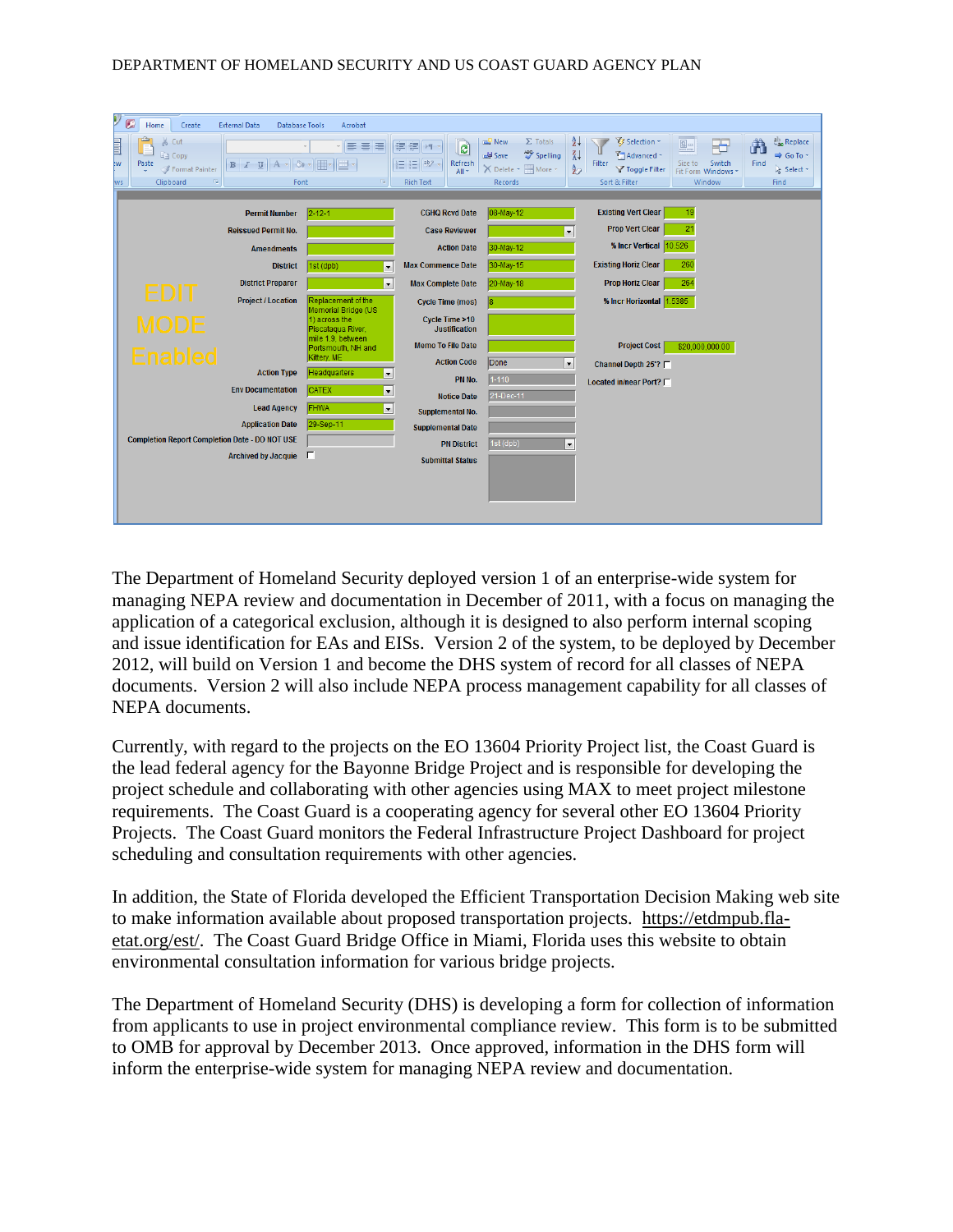The Department of Homeland Security deployed version 1 of an enterprise-wide system for managing NEPA review and documentation in December of 2011, with a focus on managing the application of a categorical exclusion, although it is designed to also perform internal scoping and issue identification for EAs and EISs. Version 2 of the system, to be deployed by December 2012, will build on Version 1 and become the DHS system of record for all classes of NEPA documents. Version 2 will also include NEPA process management capability for all classes of NEPA documents.

Currently, with regard to the projects on the EO 13604 Priority Project list, the Coast Guard is the lead federal agency for the Bayonne Bridge Project and is responsible for developing the project schedule and collaborating with other agencies using MAX to meet project milestone requirements. The Coast Guard is a cooperating agency for several other EO 13604 Priority Projects. The Coast Guard monitors the Federal Infrastructure Project Dashboard for project scheduling and consultation requirements with other agencies.

In addition, the State of Florida developed the Efficient Transportation Decision Making web site to make information available about proposed transportation projects. https://etdmpub.fla-etat.org/est/. The Coast Guard Bridge Office in Miami, Florida uses this website to obtain environmental consultation information for various bridge projects.

The Department of Homeland Security (DHS) is developing a form for collection of information from applicants to use in project environmental compliance review. This form is to be submitted to OMB for approval by December 2013. Once approved, information in the DHS form will inform the enterprise-wide system for managing NEPA review and documentation.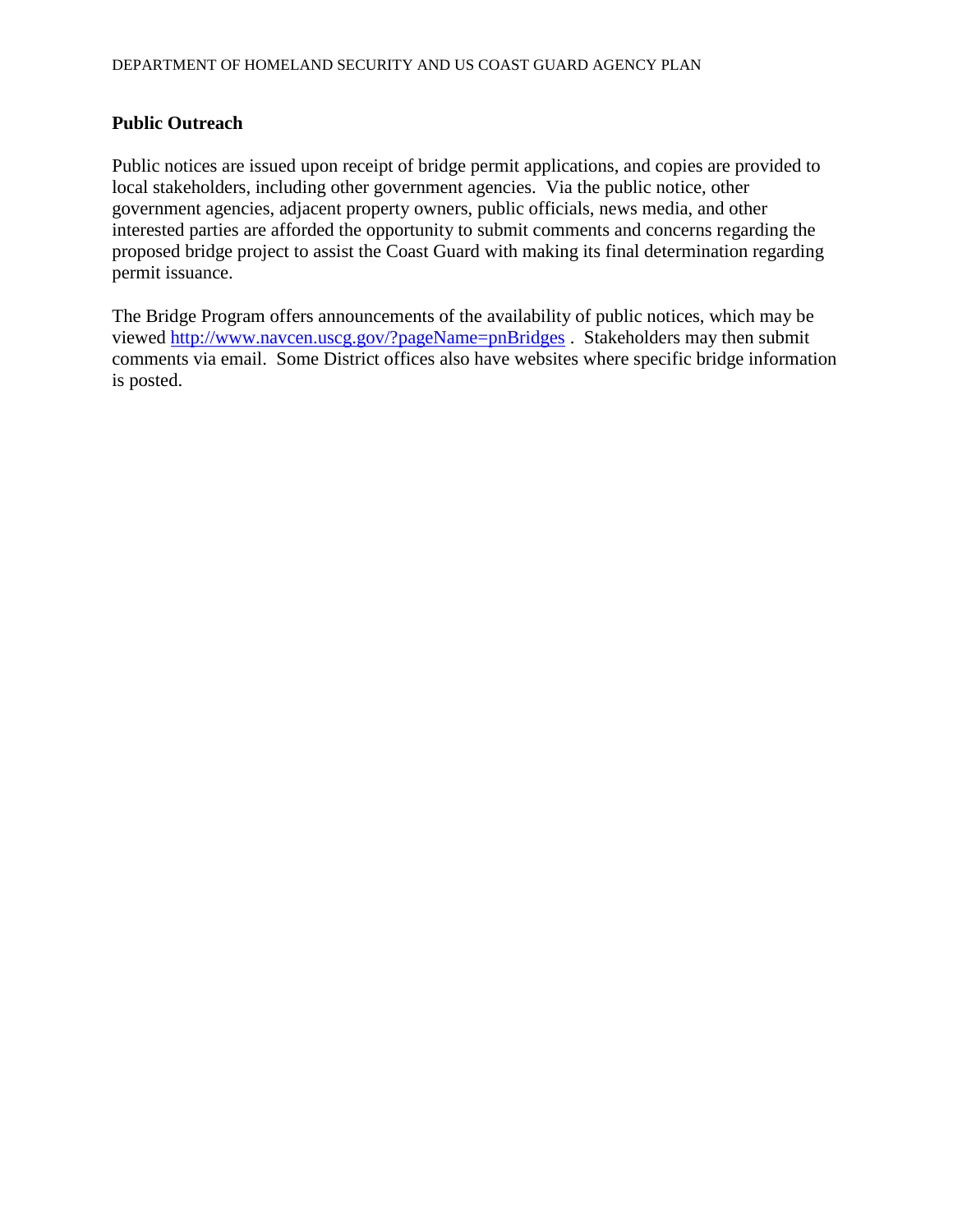## Public Outreach

Public notices are issued upon receipt of bridge permit applications, and copies are provided to local stakeholders, including other government agencies. Via the public notice, other government agencies, adjacent property owners, public officials, news media, and other interested parties are afforded the opportunity to submit comments and concerns regarding the proposed bridge project to assist the Coast Guard with making its final determination regarding permit issuance.

The Bridge Program offers announcements of the availability of public notices, which may be viewed http://www.navcen.uscg.gov/?pageName=pnBridges . Stakeholders may then submit comments via email. Some District offices also have websites where specific bridge information is posted.